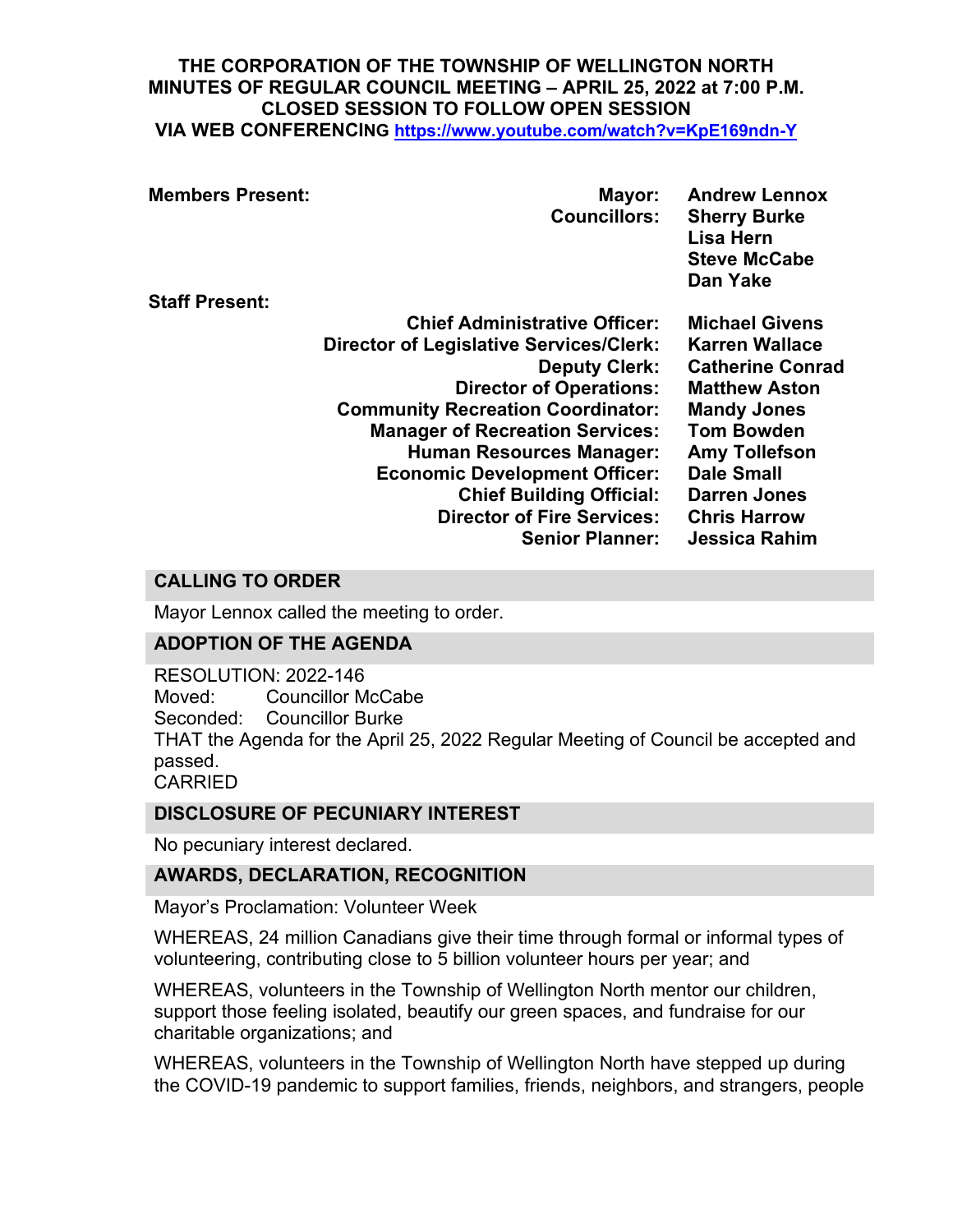**THE CORPORATION OF THE TOWNSHIP OF WELLINGTON NORTH**
**MINUTES OF REGULAR COUNCIL MEETING – APRIL 25, 2022 at 7:00 P.M.**
**CLOSED SESSION TO FOLLOW OPEN SESSION**
**VIA WEB CONFERENCING** [https://www.youtube.com/watch?v=KpE169ndn-Y](https://www.youtube.com/watch?v=KpE169ndn-Y)

**Members Present:**

| | |
|---|---|
| **Mayor:** | **Andrew Lennox** |
| **Councillors:** | **Sherry Burke** |
| | **Lisa Hern** |
| | **Steve McCabe** |
| | **Dan Yake** |

**Staff Present:**

| | |
|---|---|
| **Chief Administrative Officer:** | **Michael Givens** |
| **Director of Legislative Services/Clerk:** | **Karren Wallace** |
| **Deputy Clerk:** | **Catherine Conrad** |
| **Director of Operations:** | **Matthew Aston** |
| **Community Recreation Coordinator:** | **Mandy Jones** |
| **Manager of Recreation Services:** | **Tom Bowden** |
| **Human Resources Manager:** | **Amy Tollefson** |
| **Economic Development Officer:** | **Dale Small** |
| **Chief Building Official:** | **Darren Jones** |
| **Director of Fire Services:** | **Chris Harrow** |
| **Senior Planner:** | **Jessica Rahim** |

## CALLING TO ORDER

Mayor Lennox called the meeting to order.

## ADOPTION OF THE AGENDA

RESOLUTION: 2022-146
Moved: Councillor McCabe
Seconded: Councillor Burke
THAT the Agenda for the April 25, 2022 Regular Meeting of Council be accepted and passed.
CARRIED

## DISCLOSURE OF PECUNIARY INTEREST

No pecuniary interest declared.

## AWARDS, DECLARATION, RECOGNITION

Mayor's Proclamation: Volunteer Week

WHEREAS, 24 million Canadians give their time through formal or informal types of volunteering, contributing close to 5 billion volunteer hours per year; and

WHEREAS, volunteers in the Township of Wellington North mentor our children, support those feeling isolated, beautify our green spaces, and fundraise for our charitable organizations; and

WHEREAS, volunteers in the Township of Wellington North have stepped up during the COVID-19 pandemic to support families, friends, neighbors, and strangers, people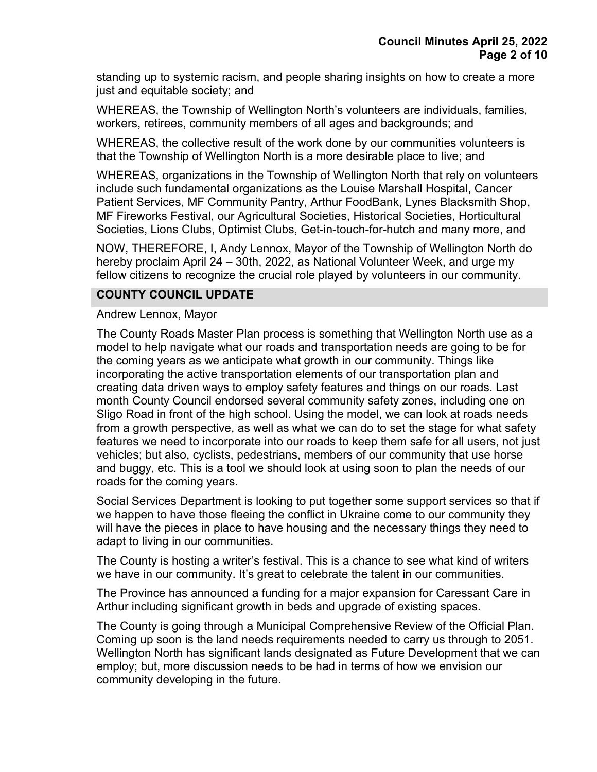standing up to systemic racism, and people sharing insights on how to create a more just and equitable society; and

WHEREAS, the Township of Wellington North's volunteers are individuals, families, workers, retirees, community members of all ages and backgrounds; and

WHEREAS, the collective result of the work done by our communities volunteers is that the Township of Wellington North is a more desirable place to live; and

WHEREAS, organizations in the Township of Wellington North that rely on volunteers include such fundamental organizations as the Louise Marshall Hospital, Cancer Patient Services, MF Community Pantry, Arthur FoodBank, Lynes Blacksmith Shop, MF Fireworks Festival, our Agricultural Societies, Historical Societies, Horticultural Societies, Lions Clubs, Optimist Clubs, Get-in-touch-for-hutch and many more, and

NOW, THEREFORE, I, Andy Lennox, Mayor of the Township of Wellington North do hereby proclaim April 24 – 30th, 2022, as National Volunteer Week, and urge my fellow citizens to recognize the crucial role played by volunteers in our community.

## COUNTY COUNCIL UPDATE

Andrew Lennox, Mayor

The County Roads Master Plan process is something that Wellington North use as a model to help navigate what our roads and transportation needs are going to be for the coming years as we anticipate what growth in our community. Things like incorporating the active transportation elements of our transportation plan and creating data driven ways to employ safety features and things on our roads. Last month County Council endorsed several community safety zones, including one on Sligo Road in front of the high school. Using the model, we can look at roads needs from a growth perspective, as well as what we can do to set the stage for what safety features we need to incorporate into our roads to keep them safe for all users, not just vehicles; but also, cyclists, pedestrians, members of our community that use horse and buggy, etc. This is a tool we should look at using soon to plan the needs of our roads for the coming years.

Social Services Department is looking to put together some support services so that if we happen to have those fleeing the conflict in Ukraine come to our community they will have the pieces in place to have housing and the necessary things they need to adapt to living in our communities.

The County is hosting a writer's festival. This is a chance to see what kind of writers we have in our community. It's great to celebrate the talent in our communities.

The Province has announced a funding for a major expansion for Caressant Care in Arthur including significant growth in beds and upgrade of existing spaces.

The County is going through a Municipal Comprehensive Review of the Official Plan. Coming up soon is the land needs requirements needed to carry us through to 2051. Wellington North has significant lands designated as Future Development that we can employ; but, more discussion needs to be had in terms of how we envision our community developing in the future.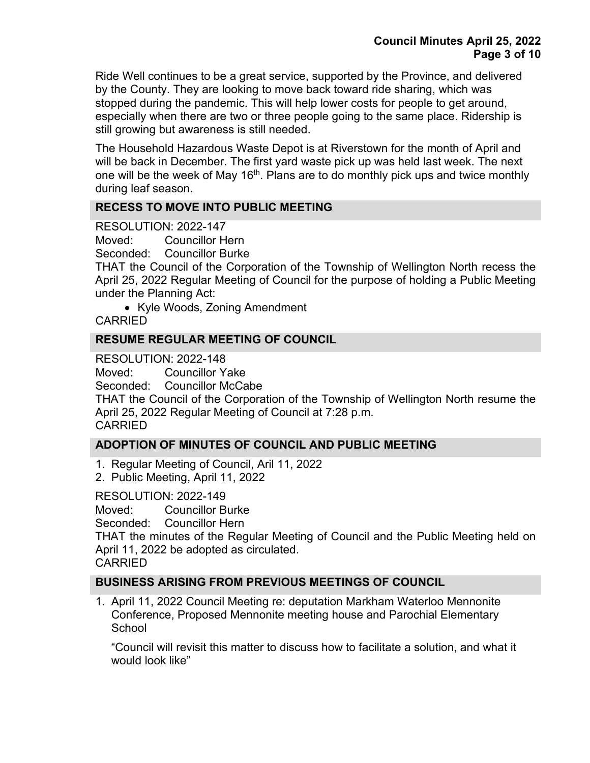Ride Well continues to be a great service, supported by the Province, and delivered by the County. They are looking to move back toward ride sharing, which was stopped during the pandemic. This will help lower costs for people to get around, especially when there are two or three people going to the same place. Ridership is still growing but awareness is still needed.

The Household Hazardous Waste Depot is at Riverstown for the month of April and will be back in December. The first yard waste pick up was held last week. The next one will be the week of May 16th. Plans are to do monthly pick ups and twice monthly during leaf season.

## RECESS TO MOVE INTO PUBLIC MEETING

RESOLUTION: 2022-147
Moved: Councillor Hern
Seconded: Councillor Burke
THAT the Council of the Corporation of the Township of Wellington North recess the April 25, 2022 Regular Meeting of Council for the purpose of holding a Public Meeting under the Planning Act:

- Kyle Woods, Zoning Amendment

CARRIED

## RESUME REGULAR MEETING OF COUNCIL

RESOLUTION: 2022-148
Moved: Councillor Yake
Seconded: Councillor McCabe
THAT the Council of the Corporation of the Township of Wellington North resume the April 25, 2022 Regular Meeting of Council at 7:28 p.m.
CARRIED

## ADOPTION OF MINUTES OF COUNCIL AND PUBLIC MEETING

1. Regular Meeting of Council, Aril 11, 2022
2. Public Meeting, April 11, 2022

RESOLUTION: 2022-149
Moved: Councillor Burke
Seconded: Councillor Hern
THAT the minutes of the Regular Meeting of Council and the Public Meeting held on April 11, 2022 be adopted as circulated.
CARRIED

## BUSINESS ARISING FROM PREVIOUS MEETINGS OF COUNCIL

1. April 11, 2022 Council Meeting re: deputation Markham Waterloo Mennonite Conference, Proposed Mennonite meeting house and Parochial Elementary School

   "Council will revisit this matter to discuss how to facilitate a solution, and what it would look like"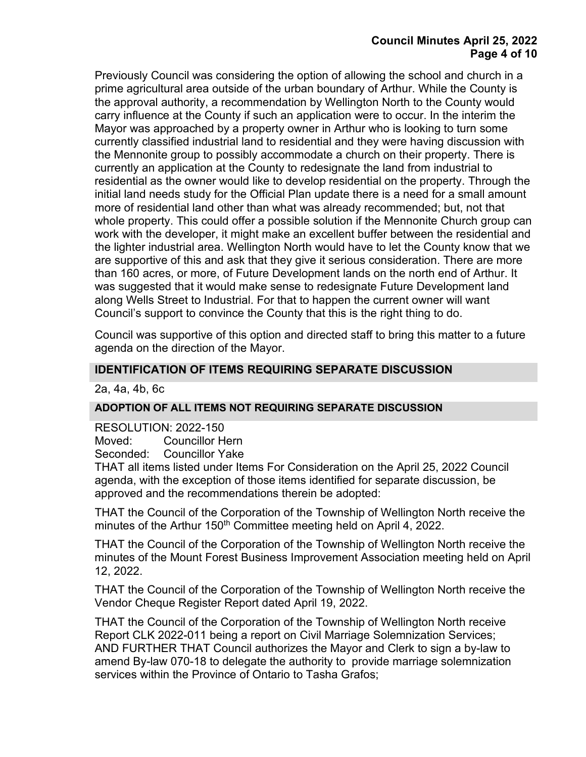Previously Council was considering the option of allowing the school and church in a prime agricultural area outside of the urban boundary of Arthur. While the County is the approval authority, a recommendation by Wellington North to the County would carry influence at the County if such an application were to occur. In the interim the Mayor was approached by a property owner in Arthur who is looking to turn some currently classified industrial land to residential and they were having discussion with the Mennonite group to possibly accommodate a church on their property. There is currently an application at the County to redesignate the land from industrial to residential as the owner would like to develop residential on the property. Through the initial land needs study for the Official Plan update there is a need for a small amount more of residential land other than what was already recommended; but, not that whole property. This could offer a possible solution if the Mennonite Church group can work with the developer, it might make an excellent buffer between the residential and the lighter industrial area. Wellington North would have to let the County know that we are supportive of this and ask that they give it serious consideration. There are more than 160 acres, or more, of Future Development lands on the north end of Arthur. It was suggested that it would make sense to redesignate Future Development land along Wells Street to Industrial. For that to happen the current owner will want Council's support to convince the County that this is the right thing to do.

Council was supportive of this option and directed staff to bring this matter to a future agenda on the direction of the Mayor.

## IDENTIFICATION OF ITEMS REQUIRING SEPARATE DISCUSSION

2a, 4a, 4b, 6c

## ADOPTION OF ALL ITEMS NOT REQUIRING SEPARATE DISCUSSION

RESOLUTION: 2022-150
Moved: Councillor Hern
Seconded: Councillor Yake
THAT all items listed under Items For Consideration on the April 25, 2022 Council agenda, with the exception of those items identified for separate discussion, be approved and the recommendations therein be adopted:

THAT the Council of the Corporation of the Township of Wellington North receive the minutes of the Arthur 150th Committee meeting held on April 4, 2022.

THAT the Council of the Corporation of the Township of Wellington North receive the minutes of the Mount Forest Business Improvement Association meeting held on April 12, 2022.

THAT the Council of the Corporation of the Township of Wellington North receive the Vendor Cheque Register Report dated April 19, 2022.

THAT the Council of the Corporation of the Township of Wellington North receive Report CLK 2022-011 being a report on Civil Marriage Solemnization Services;
AND FURTHER THAT Council authorizes the Mayor and Clerk to sign a by-law to amend By-law 070-18 to delegate the authority to provide marriage solemnization services within the Province of Ontario to Tasha Grafos;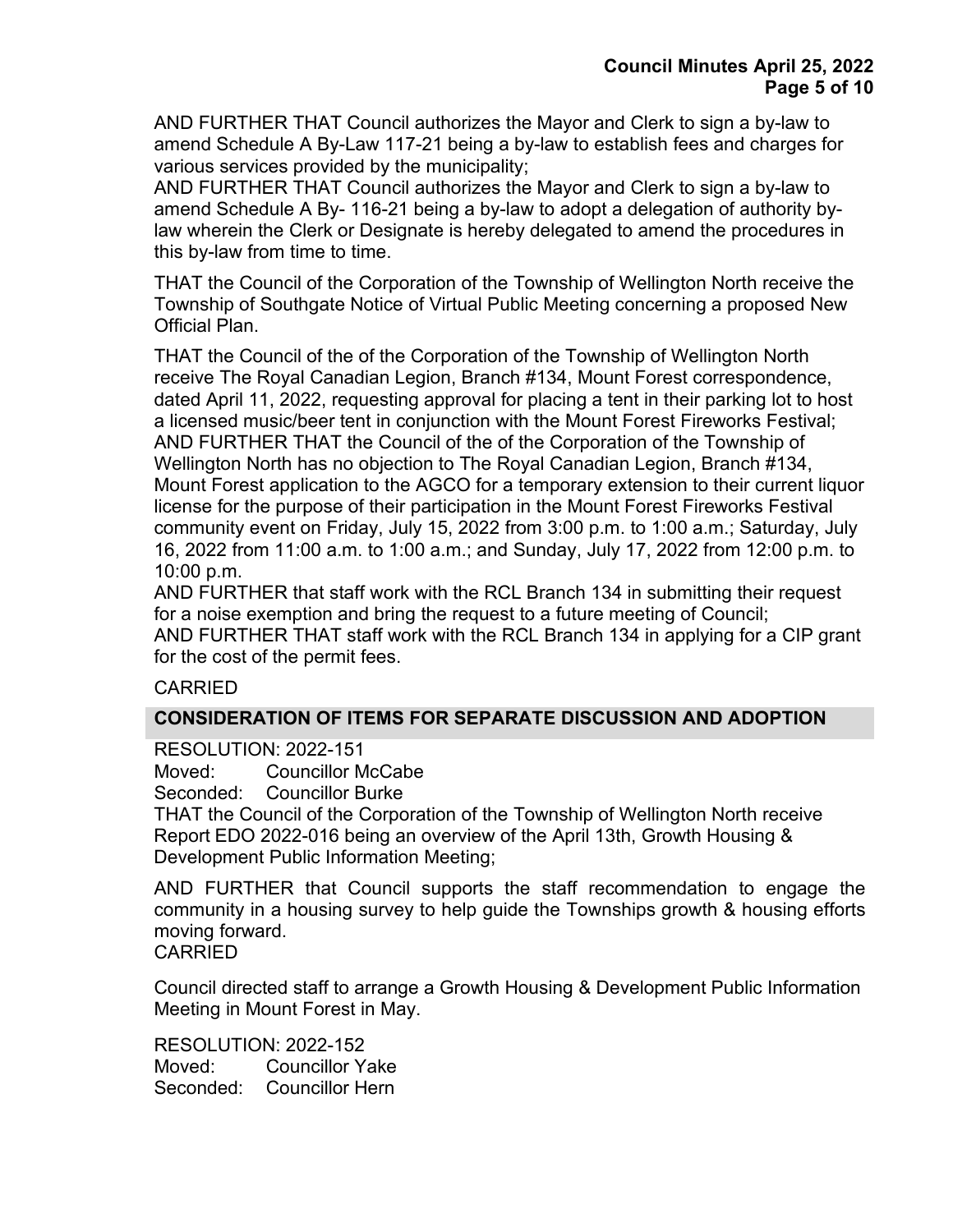AND FURTHER THAT Council authorizes the Mayor and Clerk to sign a by-law to amend Schedule A By-Law 117-21 being a by-law to establish fees and charges for various services provided by the municipality;
AND FURTHER THAT Council authorizes the Mayor and Clerk to sign a by-law to amend Schedule A By- 116-21 being a by-law to adopt a delegation of authority by-law wherein the Clerk or Designate is hereby delegated to amend the procedures in this by-law from time to time.

THAT the Council of the Corporation of the Township of Wellington North receive the Township of Southgate Notice of Virtual Public Meeting concerning a proposed New Official Plan.

THAT the Council of the of the Corporation of the Township of Wellington North receive The Royal Canadian Legion, Branch #134, Mount Forest correspondence, dated April 11, 2022, requesting approval for placing a tent in their parking lot to host a licensed music/beer tent in conjunction with the Mount Forest Fireworks Festival;
AND FURTHER THAT the Council of the of the Corporation of the Township of Wellington North has no objection to The Royal Canadian Legion, Branch #134, Mount Forest application to the AGCO for a temporary extension to their current liquor license for the purpose of their participation in the Mount Forest Fireworks Festival community event on Friday, July 15, 2022 from 3:00 p.m. to 1:00 a.m.; Saturday, July 16, 2022 from 11:00 a.m. to 1:00 a.m.; and Sunday, July 17, 2022 from 12:00 p.m. to 10:00 p.m.
AND FURTHER that staff work with the RCL Branch 134 in submitting their request for a noise exemption and bring the request to a future meeting of Council;
AND FURTHER THAT staff work with the RCL Branch 134 in applying for a CIP grant for the cost of the permit fees.

CARRIED

## CONSIDERATION OF ITEMS FOR SEPARATE DISCUSSION AND ADOPTION

RESOLUTION: 2022-151
Moved: Councillor McCabe
Seconded: Councillor Burke
THAT the Council of the Corporation of the Township of Wellington North receive Report EDO 2022-016 being an overview of the April 13th, Growth Housing & Development Public Information Meeting;

AND FURTHER that Council supports the staff recommendation to engage the community in a housing survey to help guide the Townships growth & housing efforts moving forward.
CARRIED

Council directed staff to arrange a Growth Housing & Development Public Information Meeting in Mount Forest in May.

RESOLUTION: 2022-152
Moved: Councillor Yake
Seconded: Councillor Hern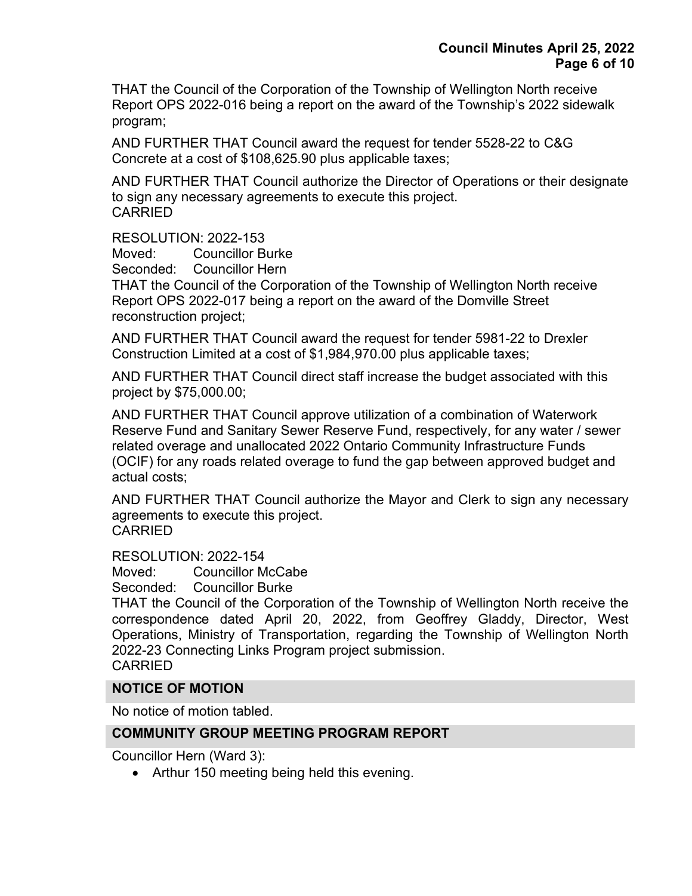THAT the Council of the Corporation of the Township of Wellington North receive Report OPS 2022-016 being a report on the award of the Township's 2022 sidewalk program;

AND FURTHER THAT Council award the request for tender 5528-22 to C&G Concrete at a cost of $108,625.90 plus applicable taxes;

AND FURTHER THAT Council authorize the Director of Operations or their designate to sign any necessary agreements to execute this project.
CARRIED

RESOLUTION: 2022-153
Moved: Councillor Burke
Seconded: Councillor Hern
THAT the Council of the Corporation of the Township of Wellington North receive Report OPS 2022-017 being a report on the award of the Domville Street reconstruction project;

AND FURTHER THAT Council award the request for tender 5981-22 to Drexler Construction Limited at a cost of $1,984,970.00 plus applicable taxes;

AND FURTHER THAT Council direct staff increase the budget associated with this project by $75,000.00;

AND FURTHER THAT Council approve utilization of a combination of Waterwork Reserve Fund and Sanitary Sewer Reserve Fund, respectively, for any water / sewer related overage and unallocated 2022 Ontario Community Infrastructure Funds (OCIF) for any roads related overage to fund the gap between approved budget and actual costs;

AND FURTHER THAT Council authorize the Mayor and Clerk to sign any necessary agreements to execute this project.
CARRIED

RESOLUTION: 2022-154
Moved: Councillor McCabe
Seconded: Councillor Burke
THAT the Council of the Corporation of the Township of Wellington North receive the correspondence dated April 20, 2022, from Geoffrey Gladdy, Director, West Operations, Ministry of Transportation, regarding the Township of Wellington North 2022-23 Connecting Links Program project submission.
CARRIED

## NOTICE OF MOTION

No notice of motion tabled.

## COMMUNITY GROUP MEETING PROGRAM REPORT

Councillor Hern (Ward 3):

- Arthur 150 meeting being held this evening.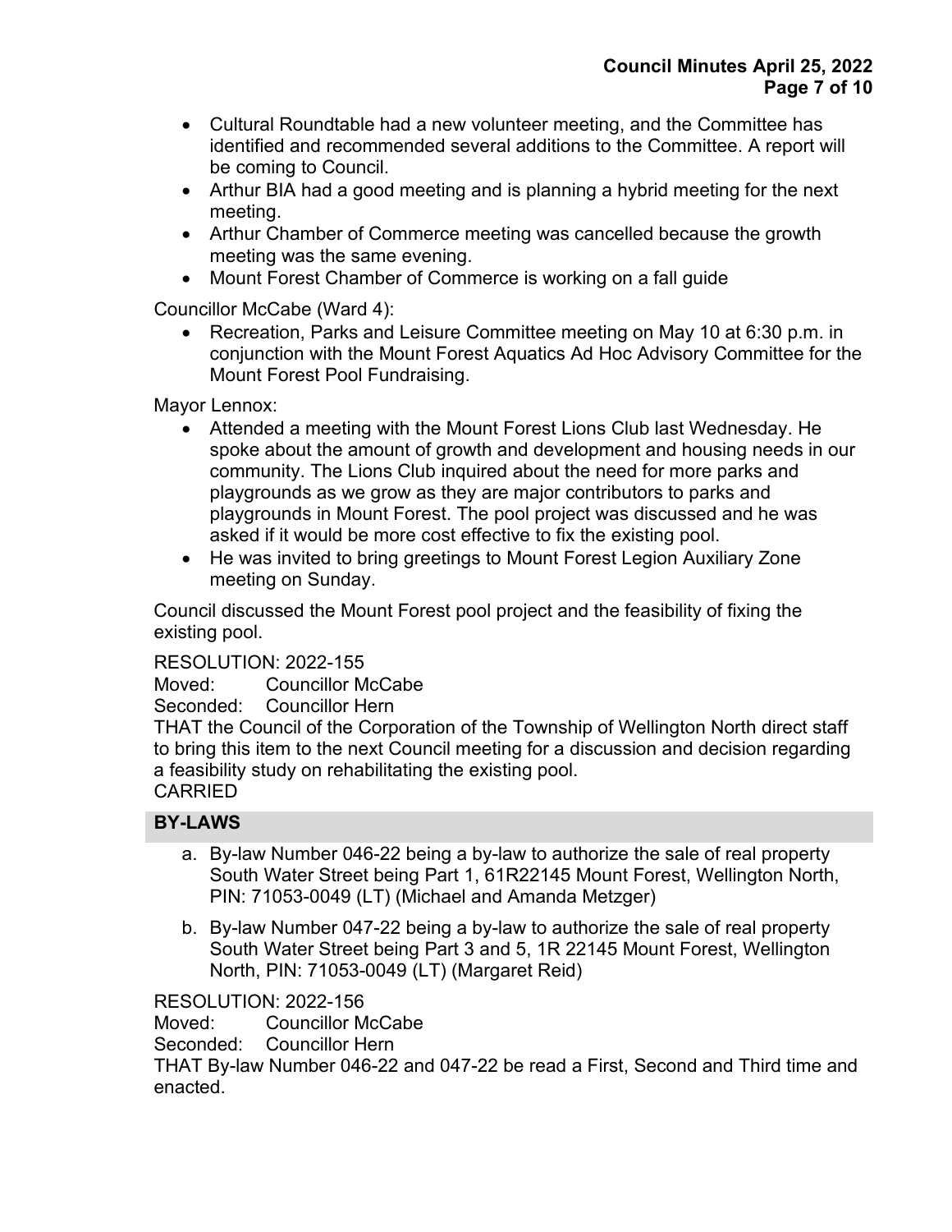- Cultural Roundtable had a new volunteer meeting, and the Committee has identified and recommended several additions to the Committee. A report will be coming to Council.
- Arthur BIA had a good meeting and is planning a hybrid meeting for the next meeting.
- Arthur Chamber of Commerce meeting was cancelled because the growth meeting was the same evening.
- Mount Forest Chamber of Commerce is working on a fall guide

Councillor McCabe (Ward 4):

- Recreation, Parks and Leisure Committee meeting on May 10 at 6:30 p.m. in conjunction with the Mount Forest Aquatics Ad Hoc Advisory Committee for the Mount Forest Pool Fundraising.

Mayor Lennox:

- Attended a meeting with the Mount Forest Lions Club last Wednesday. He spoke about the amount of growth and development and housing needs in our community. The Lions Club inquired about the need for more parks and playgrounds as we grow as they are major contributors to parks and playgrounds in Mount Forest. The pool project was discussed and he was asked if it would be more cost effective to fix the existing pool.
- He was invited to bring greetings to Mount Forest Legion Auxiliary Zone meeting on Sunday.

Council discussed the Mount Forest pool project and the feasibility of fixing the existing pool.

RESOLUTION: 2022-155
Moved: Councillor McCabe
Seconded: Councillor Hern
THAT the Council of the Corporation of the Township of Wellington North direct staff to bring this item to the next Council meeting for a discussion and decision regarding a feasibility study on rehabilitating the existing pool.
CARRIED

## BY-LAWS

a. By-law Number 046-22 being a by-law to authorize the sale of real property South Water Street being Part 1, 61R22145 Mount Forest, Wellington North, PIN: 71053-0049 (LT) (Michael and Amanda Metzger)

b. By-law Number 047-22 being a by-law to authorize the sale of real property South Water Street being Part 3 and 5, 1R 22145 Mount Forest, Wellington North, PIN: 71053-0049 (LT) (Margaret Reid)

RESOLUTION: 2022-156
Moved: Councillor McCabe
Seconded: Councillor Hern
THAT By-law Number 046-22 and 047-22 be read a First, Second and Third time and enacted.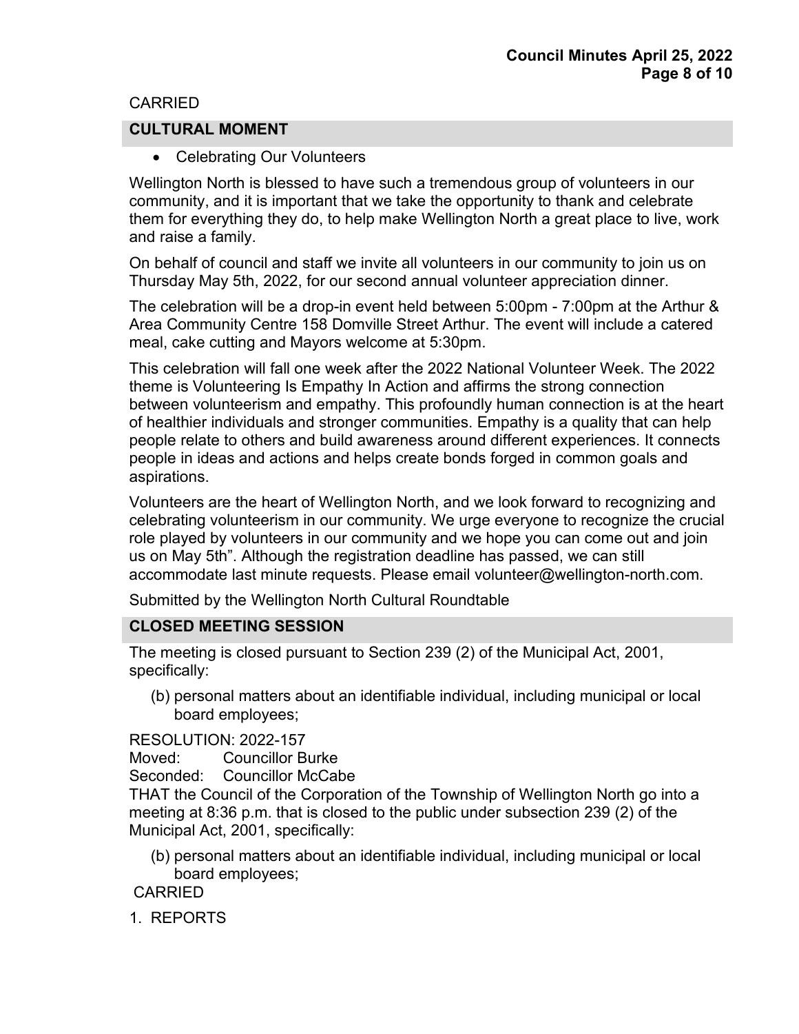CARRIED

## CULTURAL MOMENT

- Celebrating Our Volunteers

Wellington North is blessed to have such a tremendous group of volunteers in our community, and it is important that we take the opportunity to thank and celebrate them for everything they do, to help make Wellington North a great place to live, work and raise a family.

On behalf of council and staff we invite all volunteers in our community to join us on Thursday May 5th, 2022, for our second annual volunteer appreciation dinner.

The celebration will be a drop-in event held between 5:00pm - 7:00pm at the Arthur & Area Community Centre 158 Domville Street Arthur. The event will include a catered meal, cake cutting and Mayors welcome at 5:30pm.

This celebration will fall one week after the 2022 National Volunteer Week. The 2022 theme is Volunteering Is Empathy In Action and affirms the strong connection between volunteerism and empathy. This profoundly human connection is at the heart of healthier individuals and stronger communities. Empathy is a quality that can help people relate to others and build awareness around different experiences. It connects people in ideas and actions and helps create bonds forged in common goals and aspirations.

Volunteers are the heart of Wellington North, and we look forward to recognizing and celebrating volunteerism in our community. We urge everyone to recognize the crucial role played by volunteers in our community and we hope you can come out and join us on May 5th". Although the registration deadline has passed, we can still accommodate last minute requests. Please email volunteer@wellington-north.com.

Submitted by the Wellington North Cultural Roundtable

## CLOSED MEETING SESSION

The meeting is closed pursuant to Section 239 (2) of the Municipal Act, 2001, specifically:

(b) personal matters about an identifiable individual, including municipal or local board employees;

RESOLUTION: 2022-157  
Moved: Councillor Burke  
Seconded: Councillor McCabe  
THAT the Council of the Corporation of the Township of Wellington North go into a meeting at 8:36 p.m. that is closed to the public under subsection 239 (2) of the Municipal Act, 2001, specifically:

(b) personal matters about an identifiable individual, including municipal or local board employees;

CARRIED

1. REPORTS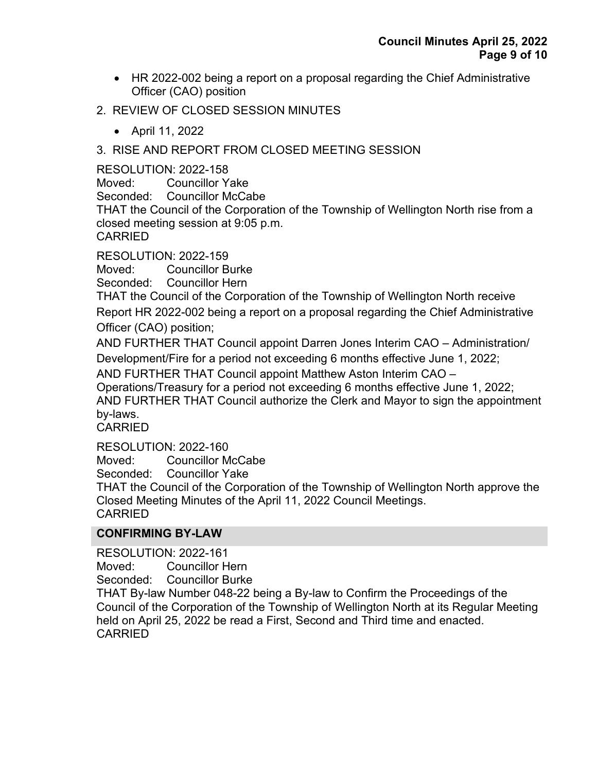- HR 2022-002 being a report on a proposal regarding the Chief Administrative Officer (CAO) position

2. REVIEW OF CLOSED SESSION MINUTES

   - April 11, 2022

3. RISE AND REPORT FROM CLOSED MEETING SESSION

RESOLUTION: 2022-158
Moved: Councillor Yake
Seconded: Councillor McCabe
THAT the Council of the Corporation of the Township of Wellington North rise from a closed meeting session at 9:05 p.m.
CARRIED

RESOLUTION: 2022-159
Moved: Councillor Burke
Seconded: Councillor Hern
THAT the Council of the Corporation of the Township of Wellington North receive Report HR 2022-002 being a report on a proposal regarding the Chief Administrative Officer (CAO) position;
AND FURTHER THAT Council appoint Darren Jones Interim CAO – Administration/ Development/Fire for a period not exceeding 6 months effective June 1, 2022;
AND FURTHER THAT Council appoint Matthew Aston Interim CAO – Operations/Treasury for a period not exceeding 6 months effective June 1, 2022;
AND FURTHER THAT Council authorize the Clerk and Mayor to sign the appointment by-laws.
CARRIED

RESOLUTION: 2022-160
Moved: Councillor McCabe
Seconded: Councillor Yake
THAT the Council of the Corporation of the Township of Wellington North approve the Closed Meeting Minutes of the April 11, 2022 Council Meetings.
CARRIED

## CONFIRMING BY-LAW

RESOLUTION: 2022-161
Moved: Councillor Hern
Seconded: Councillor Burke
THAT By-law Number 048-22 being a By-law to Confirm the Proceedings of the Council of the Corporation of the Township of Wellington North at its Regular Meeting held on April 25, 2022 be read a First, Second and Third time and enacted.
CARRIED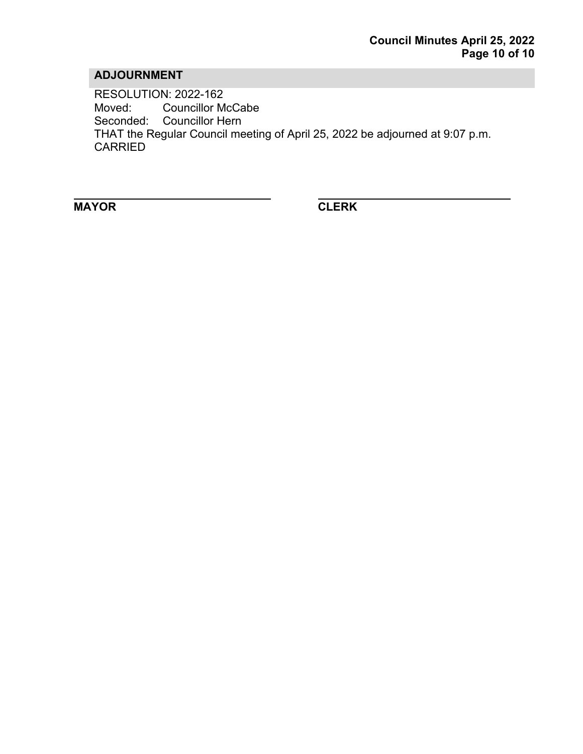## ADJOURNMENT

RESOLUTION: 2022-162
Moved: Councillor McCabe
Seconded: Councillor Hern
THAT the Regular Council meeting of April 25, 2022 be adjourned at 9:07 p.m.
CARRIED

**MAYOR** **CLERK**